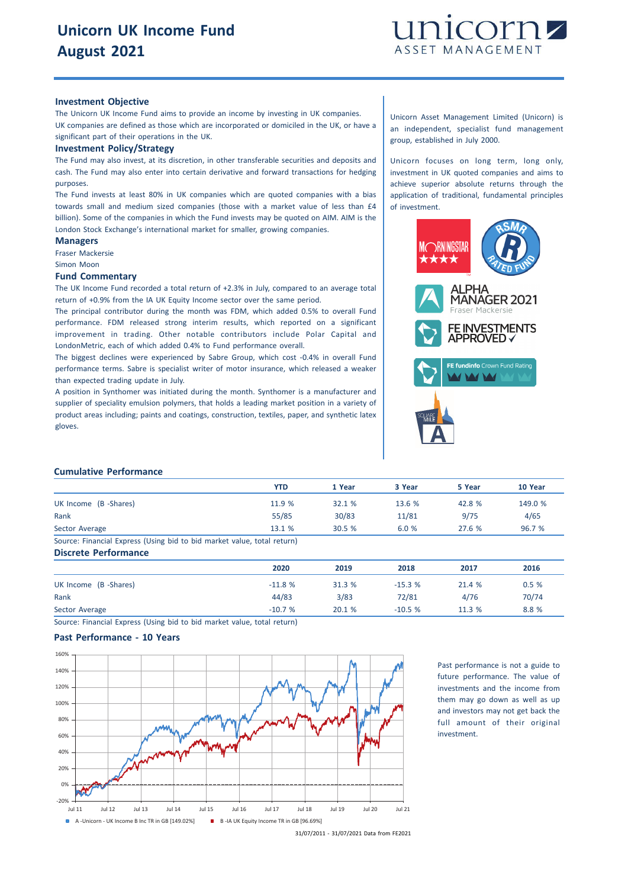# Unicorn UK Income Fund
# August 2021

## Investment Objective

The Unicorn UK Income Fund aims to provide an income by investing in UK companies.

UK companies are defined as those which are incorporated or domiciled in the UK, or have a significant part of their operations in the UK.

## Investment Policy/Strategy

The Fund may also invest, at its discretion, in other transferable securities and deposits and cash. The Fund may also enter into certain derivative and forward transactions for hedging purposes.

The Fund invests at least 80% in UK companies which are quoted companies with a bias towards small and medium sized companies (those with a market value of less than £4 billion). Some of the companies in which the Fund invests may be quoted on AIM. AIM is the London Stock Exchange's international market for smaller, growing companies.

## Managers

Fraser Mackersie

Simon Moon

## Fund Commentary

The UK Income Fund recorded a total return of +2.3% in July, compared to an average total return of +0.9% from the IA UK Equity Income sector over the same period.

The principal contributor during the month was FDM, which added 0.5% to overall Fund performance. FDM released strong interim results, which reported on a significant improvement in trading. Other notable contributors include Polar Capital and LondonMetric, each of which added 0.4% to Fund performance overall.

The biggest declines were experienced by Sabre Group, which cost -0.4% in overall Fund performance terms. Sabre is specialist writer of motor insurance, which released a weaker than expected trading update in July.

A position in Synthomer was initiated during the month. Synthomer is a manufacturer and supplier of speciality emulsion polymers, that holds a leading market position in a variety of product areas including; paints and coatings, construction, textiles, paper, and synthetic latex gloves.

Unicorn Asset Management Limited (Unicorn) is an independent, specialist fund management group, established in July 2000.

Unicorn focuses on long term, long only, investment in UK quoted companies and aims to achieve superior absolute returns through the application of traditional, fundamental principles of investment.

## Cumulative Performance

| | YTD | 1 Year | 3 Year | 5 Year | 10 Year |
|---|---|---|---|---|---|
| UK Income (B -Shares) | 11.9 % | 32.1 % | 13.6 % | 42.8 % | 149.0 % |
| Rank | 55/85 | 30/83 | 11/81 | 9/75 | 4/65 |
| Sector Average | 13.1 % | 30.5 % | 6.0 % | 27.6 % | 96.7 % |

Source: Financial Express (Using bid to bid market value, total return)

## Discrete Performance

| | 2020 | 2019 | 2018 | 2017 | 2016 |
|---|---|---|---|---|---|
| UK Income (B -Shares) | -11.8 % | 31.3 % | -15.3 % | 21.4 % | 0.5 % |
| Rank | 44/83 | 3/83 | 72/81 | 4/76 | 70/74 |
| Sector Average | -10.7 % | 20.1 % | -10.5 % | 11.3 % | 8.8 % |

Source: Financial Express (Using bid to bid market value, total return)

## Past Performance - 10 Years

A -Unicorn - UK Income B Inc TR in GB [149.02%]   B -IA UK Equity Income TR in GB [96.69%]

31/07/2011 - 31/07/2021 Data from FE2021

Past performance is not a guide to future performance. The value of investments and the income from them may go down as well as up and investors may not get back the full amount of their original investment.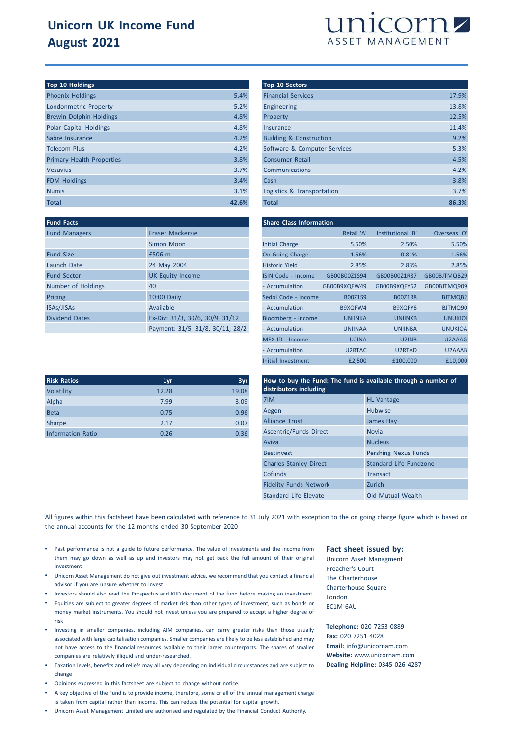# Unicorn UK Income Fund
# August 2021

unicorn ASSET MANAGEMENT

| Top 10 Holdings | |
|---|---|
| Phoenix Holdings | 5.4% |
| Londonmetric Property | 5.2% |
| Brewin Dolphin Holdings | 4.8% |
| Polar Capital Holdings | 4.8% |
| Sabre Insurance | 4.2% |
| Telecom Plus | 4.2% |
| Primary Health Properties | 3.8% |
| Vesuvius | 3.7% |
| FDM Holdings | 3.4% |
| Numis | 3.1% |
| **Total** | **42.6%** |

| Top 10 Sectors | |
|---|---|
| Financial Services | 17.9% |
| Engineering | 13.8% |
| Property | 12.5% |
| Insurance | 11.4% |
| Building & Construction | 9.2% |
| Software & Computer Services | 5.3% |
| Consumer Retail | 4.5% |
| Communications | 4.2% |
| Cash | 3.8% |
| Logistics & Transportation | 3.7% |
| **Total** | **86.3%** |

| Fund Facts | |
|---|---|
| Fund Managers | Fraser Mackersie |
| | Simon Moon |
| Fund Size | £506 m |
| Launch Date | 24 May 2004 |
| Fund Sector | UK Equity Income |
| Number of Holdings | 40 |
| Pricing | 10:00 Daily |
| ISAs/JISAs | Available |
| Dividend Dates | Ex-Div: 31/3, 30/6, 30/9, 31/12 |
| | Payment: 31/5, 31/8, 30/11, 28/2 |

| Share Class Information | Retail 'A' | Institutional 'B' | Overseas 'O' |
|---|---|---|---|
| Initial Charge | 5.50% | 2.50% | 5.50% |
| On Going Charge | 1.56% | 0.81% | 1.56% |
| Historic Yield | 2.85% | 2.83% | 2.85% |
| ISIN Code - Income | GB00B00Z1S94 | GB00B00Z1R87 | GB00BJTMQB29 |
| - Accumulation | GB00B9XQFW49 | GB00B9XQFY62 | GB00BJTMQ909 |
| Sedol Code - Income | B00Z1S9 | B00Z1R8 | BJTMQB2 |
| - Accumulation | B9XQFW4 | B9XQFY6 | BJTMQ90 |
| Bloomberg - Income | UNIINKA | UNIINKB | UNUKIOI |
| - Accumulation | UNIINAA | UNIINBA | UNUKIOA |
| MEX ID - Income | U2INA | U2INB | U2AAAG |
| - Accumulation | U2RTAC | U2RTAD | U2AAAB |
| Initial Investment | £2,500 | £100,000 | £10,000 |

| Risk Ratios | 1yr | 3yr |
|---|---|---|
| Volatility | 12.28 | 19.08 |
| Alpha | 7.99 | 3.09 |
| Beta | 0.75 | 0.96 |
| Sharpe | 2.17 | 0.07 |
| Information Ratio | 0.26 | 0.36 |

| How to buy the Fund: The fund is available through a number of distributors including | |
|---|---|
| 7IM | HL Vantage |
| Aegon | Hubwise |
| Alliance Trust | James Hay |
| Ascentric/Funds Direct | Novia |
| Aviva | Nucleus |
| Bestinvest | Pershing Nexus Funds |
| Charles Stanley Direct | Standard Life Fundzone |
| Cofunds | Transact |
| Fidelity Funds Network | Zurich |
| Standard Life Elevate | Old Mutual Wealth |

All figures within this factsheet have been calculated with reference to 31 July 2021 with exception to the on going charge figure which is based on the annual accounts for the 12 months ended 30 September 2020

- Past performance is not a guide to future performance. The value of investments and the income from them may go down as well as up and investors may not get back the full amount of their original investment
- Unicorn Asset Management do not give out investment advice, we recommend that you contact a financial advisor if you are unsure whether to invest
- Investors should also read the Prospectus and KIID document of the fund before making an investment
- Equities are subject to greater degrees of market risk than other types of investment, such as bonds or money market instruments. You should not invest unless you are prepared to accept a higher degree of risk
- Investing in smaller companies, including AIM companies, can carry greater risks than those usually associated with large capitalisation companies. Smaller companies are likely to be less established and may not have access to the financial resources available to their larger counterparts. The shares of smaller companies are relatively illiquid and under-researched.
- Taxation levels, benefits and reliefs may all vary depending on individual circumstances and are subject to change
- Opinions expressed in this factsheet are subject to change without notice.
- A key objective of the Fund is to provide income, therefore, some or all of the annual management charge is taken from capital rather than income. This can reduce the potential for capital growth.
- Unicorn Asset Management Limited are authorised and regulated by the Financial Conduct Authority.

**Fact sheet issued by:**

Unicorn Asset Managment
Preacher's Court
The Charterhouse
Charterhouse Square
London
EC1M 6AU

**Telephone:** 020 7253 0889
**Fax:** 020 7251 4028
**Email:** info@unicornam.com
**Website:** www.unicornam.com
**Dealing Helpline:** 0345 026 4287